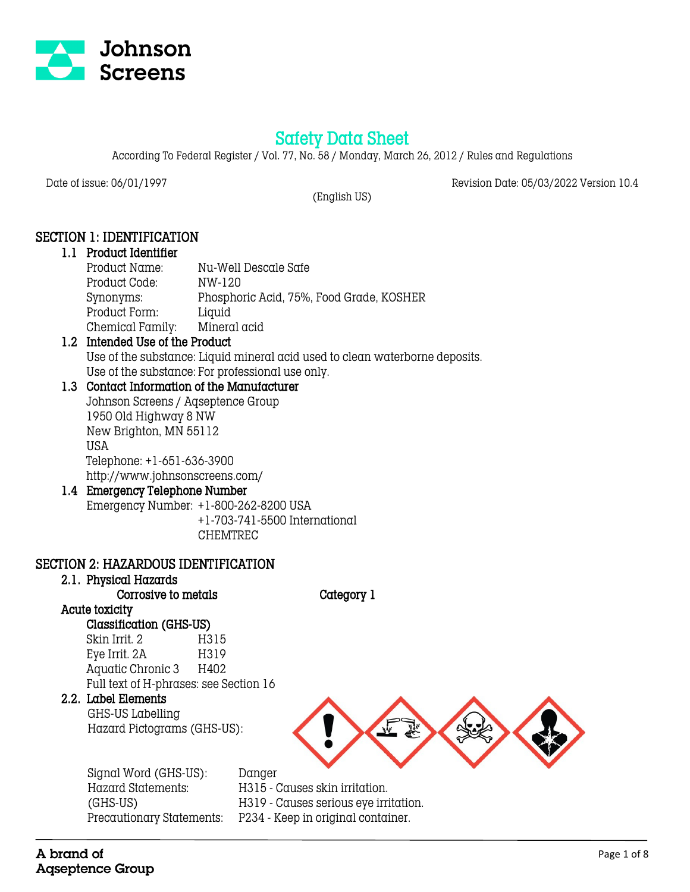# Safety Data Sheet

According To Federal Register / Vol. 77, No. 58 / Monday, March 26, 2012 / Rules and Regulations

Date of issue: 06/01/1997 | Revision Date: 05/03/2022 Version 10.4

(English US)

## SECTION 1: IDENTIFICATION

### 1.1 Product Identifier

| | |
|---|---|
| Product Name: | Nu-Well Descale Safe |
| Product Code: | NW-120 |
| Synonyms: | Phosphoric Acid, 75%, Food Grade, KOSHER |
| Product Form: | Liquid |
| Chemical Family: | Mineral acid |

### 1.2 Intended Use of the Product

Use of the substance: Liquid mineral acid used to clean waterborne deposits.
Use of the substance: For professional use only.

### 1.3 Contact Information of the Manufacturer

Johnson Screens / Aqseptence Group
1950 Old Highway 8 NW
New Brighton, MN 55112
USA
Telephone: +1-651-636-3900
http://www.johnsonscreens.com/

### 1.4 Emergency Telephone Number

Emergency Number: +1-800-262-8200 USA
+1-703-741-5500 International
CHEMTREC

## SECTION 2: HAZARDOUS IDENTIFICATION

### 2.1. Physical Hazards

Corrosive to metals — Category 1

**Acute toxicity**

**Classification (GHS-US)**

| | |
|---|---|
| Skin Irrit. 2 | H315 |
| Eye Irrit. 2A | H319 |
| Aquatic Chronic 3 | H402 |

Full text of H-phrases: see Section 16

### 2.2. Label Elements

GHS-US Labelling

Hazard Pictograms (GHS-US):

| | |
|---|---|
| Signal Word (GHS-US): | Danger |
| Hazard Statements: (GHS-US) | H315 - Causes skin irritation.<br>H319 - Causes serious eye irritation. |
| Precautionary Statements: | P234 - Keep in original container. |

A brand of Aqseptence Group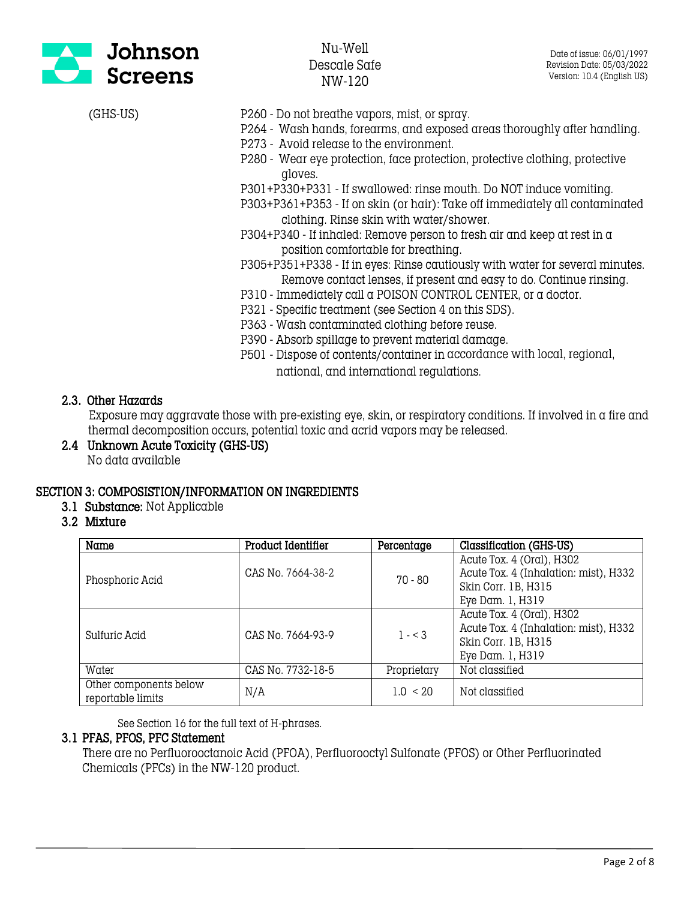(GHS-US)

P260 - Do not breathe vapors, mist, or spray.
P264 - Wash hands, forearms, and exposed areas thoroughly after handling.
P273 - Avoid release to the environment.
P280 - Wear eye protection, face protection, protective clothing, protective gloves.
P301+P330+P331 - If swallowed: rinse mouth. Do NOT induce vomiting.
P303+P361+P353 - If on skin (or hair): Take off immediately all contaminated clothing. Rinse skin with water/shower.
P304+P340 - If inhaled: Remove person to fresh air and keep at rest in a position comfortable for breathing.
P305+P351+P338 - If in eyes: Rinse cautiously with water for several minutes. Remove contact lenses, if present and easy to do. Continue rinsing.
P310 - Immediately call a POISON CONTROL CENTER, or a doctor.
P321 - Specific treatment (see Section 4 on this SDS).
P363 - Wash contaminated clothing before reuse.
P390 - Absorb spillage to prevent material damage.
P501 - Dispose of contents/container in accordance with local, regional, national, and international regulations.

### 2.3. Other Hazards

Exposure may aggravate those with pre-existing eye, skin, or respiratory conditions. If involved in a fire and thermal decomposition occurs, potential toxic and acrid vapors may be released.

### 2.4 Unknown Acute Toxicity (GHS-US)

No data available

## SECTION 3: COMPOSISTION/INFORMATION ON INGREDIENTS

### 3.1 Substance: Not Applicable

### 3.2 Mixture

| Name | Product Identifier | Percentage | Classification (GHS-US) |
|---|---|---|---|
| Phosphoric Acid | CAS No. 7664-38-2 | 70 - 80 | Acute Tox. 4 (Oral), H302<br>Acute Tox. 4 (Inhalation: mist), H332<br>Skin Corr. 1B, H315<br>Eye Dam. 1, H319 |
| Sulfuric Acid | CAS No. 7664-93-9 | 1 - < 3 | Acute Tox. 4 (Oral), H302<br>Acute Tox. 4 (Inhalation: mist), H332<br>Skin Corr. 1B, H315<br>Eye Dam. 1, H319 |
| Water | CAS No. 7732-18-5 | Proprietary | Not classified |
| Other components below reportable limits | N/A | 1.0 < 20 | Not classified |

See Section 16 for the full text of H-phrases.

### 3.1 PFAS, PFOS, PFC Statement

There are no Perfluorooctanoic Acid (PFOA), Perfluorooctyl Sulfonate (PFOS) or Other Perfluorinated Chemicals (PFCs) in the NW-120 product.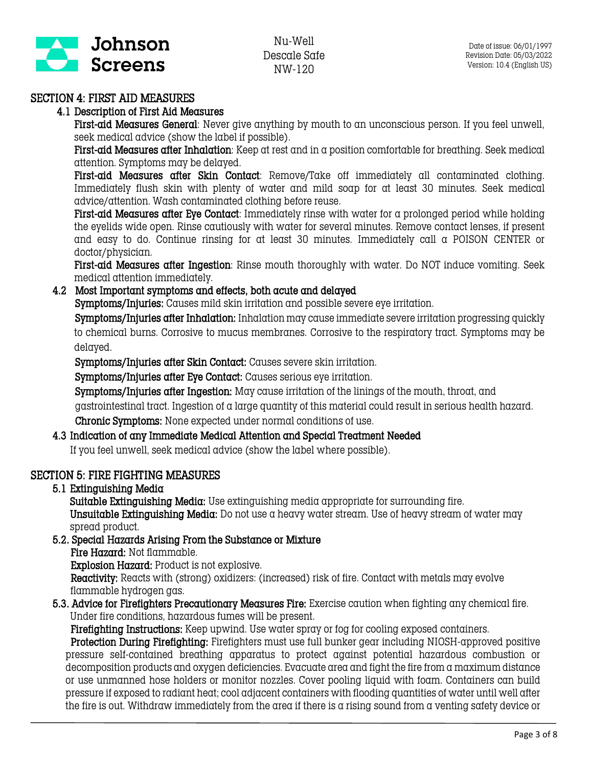## SECTION 4: FIRST AID MEASURES

### 4.1 Description of First Aid Measures

**First-aid Measures General**: Never give anything by mouth to an unconscious person. If you feel unwell, seek medical advice (show the label if possible).

**First-aid Measures after Inhalation**: Keep at rest and in a position comfortable for breathing. Seek medical attention. Symptoms may be delayed.

**First-aid Measures after Skin Contact**: Remove/Take off immediately all contaminated clothing. Immediately flush skin with plenty of water and mild soap for at least 30 minutes. Seek medical advice/attention. Wash contaminated clothing before reuse.

**First-aid Measures after Eye Contact**: Immediately rinse with water for a prolonged period while holding the eyelids wide open. Rinse cautiously with water for several minutes. Remove contact lenses, if present and easy to do. Continue rinsing for at least 30 minutes. Immediately call a POISON CENTER or doctor/physician.

**First-aid Measures after Ingestion**: Rinse mouth thoroughly with water. Do NOT induce vomiting. Seek medical attention immediately.

### 4.2 Most Important symptoms and effects, both acute and delayed

**Symptoms/Injuries:** Causes mild skin irritation and possible severe eye irritation.

**Symptoms/Injuries after Inhalation:** Inhalation may cause immediate severe irritation progressing quickly to chemical burns. Corrosive to mucus membranes. Corrosive to the respiratory tract. Symptoms may be delayed.

**Symptoms/Injuries after Skin Contact:** Causes severe skin irritation.

**Symptoms/Injuries after Eye Contact:** Causes serious eye irritation.

**Symptoms/Injuries after Ingestion:** May cause irritation of the linings of the mouth, throat, and gastrointestinal tract. Ingestion of a large quantity of this material could result in serious health hazard.

**Chronic Symptoms:** None expected under normal conditions of use.

### 4.3 Indication of any Immediate Medical Attention and Special Treatment Needed

If you feel unwell, seek medical advice (show the label where possible).

## SECTION 5: FIRE FIGHTING MEASURES

### 5.1 Extinguishing Media

**Suitable Extinguishing Media:** Use extinguishing media appropriate for surrounding fire.

**Unsuitable Extinguishing Media:** Do not use a heavy water stream. Use of heavy stream of water may spread product.

### 5.2. Special Hazards Arising From the Substance or Mixture

**Fire Hazard:** Not flammable.

**Explosion Hazard:** Product is not explosive.

**Reactivity:** Reacts with (strong) oxidizers: (increased) risk of fire. Contact with metals may evolve flammable hydrogen gas.

### 5.3. Advice for Firefighters Precautionary Measures Fire:

Exercise caution when fighting any chemical fire. Under fire conditions, hazardous fumes will be present.

**Firefighting Instructions:** Keep upwind. Use water spray or fog for cooling exposed containers.

**Protection During Firefighting:** Firefighters must use full bunker gear including NIOSH-approved positive pressure self-contained breathing apparatus to protect against potential hazardous combustion or decomposition products and oxygen deficiencies. Evacuate area and fight the fire from a maximum distance or use unmanned hose holders or monitor nozzles. Cover pooling liquid with foam. Containers can build pressure if exposed to radiant heat; cool adjacent containers with flooding quantities of water until well after the fire is out. Withdraw immediately from the area if there is a rising sound from a venting safety device or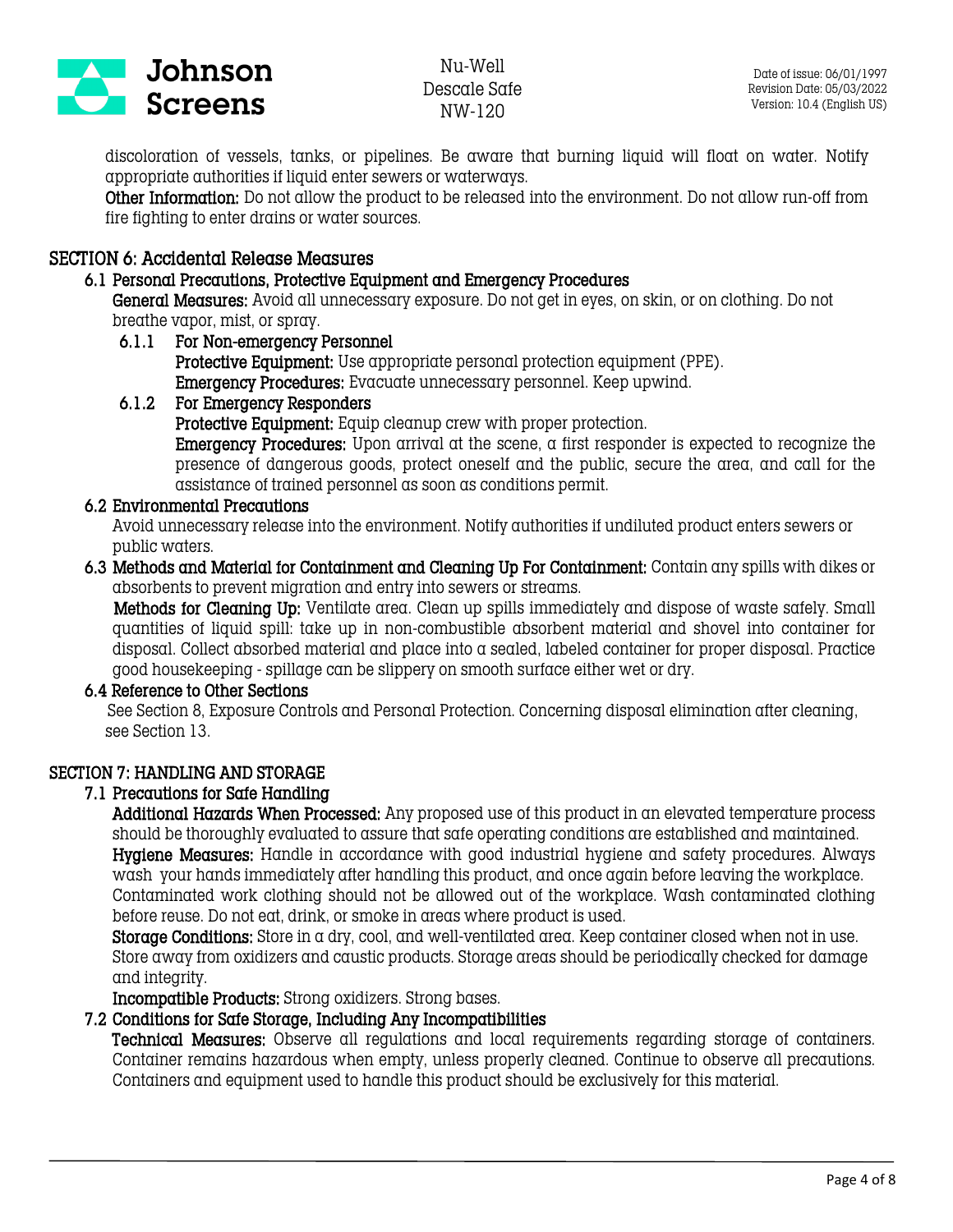discoloration of vessels, tanks, or pipelines. Be aware that burning liquid will float on water. Notify appropriate authorities if liquid enter sewers or waterways.

**Other Information:** Do not allow the product to be released into the environment. Do not allow run-off from fire fighting to enter drains or water sources.

## SECTION 6: Accidental Release Measures

### 6.1 Personal Precautions, Protective Equipment and Emergency Procedures

**General Measures:** Avoid all unnecessary exposure. Do not get in eyes, on skin, or on clothing. Do not breathe vapor, mist, or spray.

#### 6.1.1 For Non-emergency Personnel

**Protective Equipment:** Use appropriate personal protection equipment (PPE).

**Emergency Procedures:** Evacuate unnecessary personnel. Keep upwind.

#### 6.1.2 For Emergency Responders

**Protective Equipment:** Equip cleanup crew with proper protection.

**Emergency Procedures:** Upon arrival at the scene, a first responder is expected to recognize the presence of dangerous goods, protect oneself and the public, secure the area, and call for the assistance of trained personnel as soon as conditions permit.

### 6.2 Environmental Precautions

Avoid unnecessary release into the environment. Notify authorities if undiluted product enters sewers or public waters.

### 6.3 Methods and Material for Containment and Cleaning Up For Containment:

Contain any spills with dikes or absorbents to prevent migration and entry into sewers or streams.

**Methods for Cleaning Up:** Ventilate area. Clean up spills immediately and dispose of waste safely. Small quantities of liquid spill: take up in non-combustible absorbent material and shovel into container for disposal. Collect absorbed material and place into a sealed, labeled container for proper disposal. Practice good housekeeping - spillage can be slippery on smooth surface either wet or dry.

### 6.4 Reference to Other Sections

See Section 8, Exposure Controls and Personal Protection. Concerning disposal elimination after cleaning, see Section 13.

## SECTION 7: HANDLING AND STORAGE

### 7.1 Precautions for Safe Handling

**Additional Hazards When Processed:** Any proposed use of this product in an elevated temperature process should be thoroughly evaluated to assure that safe operating conditions are established and maintained.

**Hygiene Measures:** Handle in accordance with good industrial hygiene and safety procedures. Always wash your hands immediately after handling this product, and once again before leaving the workplace. Contaminated work clothing should not be allowed out of the workplace. Wash contaminated clothing before reuse. Do not eat, drink, or smoke in areas where product is used.

**Storage Conditions:** Store in a dry, cool, and well-ventilated area. Keep container closed when not in use. Store away from oxidizers and caustic products. Storage areas should be periodically checked for damage and integrity.

**Incompatible Products:** Strong oxidizers. Strong bases.

### 7.2 Conditions for Safe Storage, Including Any Incompatibilities

**Technical Measures:** Observe all regulations and local requirements regarding storage of containers. Container remains hazardous when empty, unless properly cleaned. Continue to observe all precautions. Containers and equipment used to handle this product should be exclusively for this material.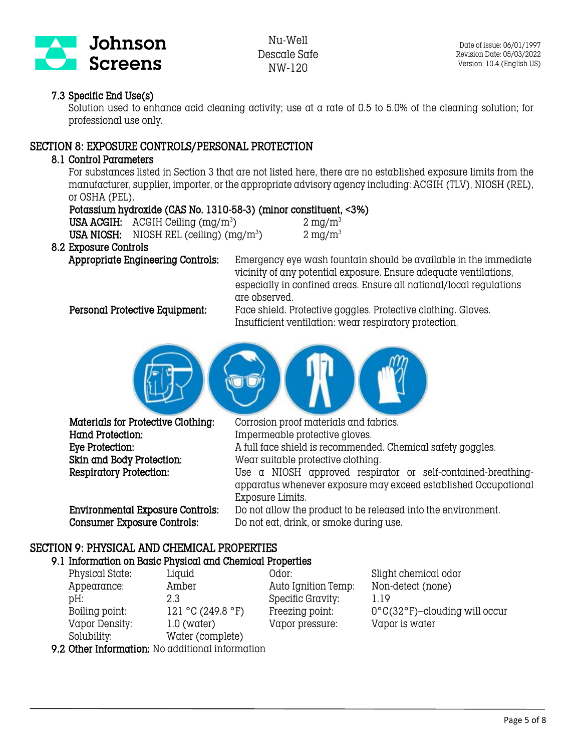### 7.3 Specific End Use(s)

Solution used to enhance acid cleaning activity; use at a rate of 0.5 to 5.0% of the cleaning solution; for professional use only.

## SECTION 8: EXPOSURE CONTROLS/PERSONAL PROTECTION

### 8.1 Control Parameters

For substances listed in Section 3 that are not listed here, there are no established exposure limits from the manufacturer, supplier, importer, or the appropriate advisory agency including: ACGIH (TLV), NIOSH (REL), or OSHA (PEL).

**Potassium hydroxide (CAS No. 1310-58-3) (minor constituent, <3%)**

| | | |
|---|---|---|
| **USA ACGIH:** | ACGIH Ceiling ($mg/m^3$) | 2 $mg/m^3$ |
| **USA NIOSH:** | NIOSH REL (ceiling) ($mg/m^3$) | 2 $mg/m^3$ |

### 8.2 Exposure Controls

**Appropriate Engineering Controls:** Emergency eye wash fountain should be available in the immediate vicinity of any potential exposure. Ensure adequate ventilations, especially in confined areas. Ensure all national/local regulations are observed.

**Personal Protective Equipment:** Face shield. Protective goggles. Protective clothing. Gloves. Insufficient ventilation: wear respiratory protection.

**Materials for Protective Clothing:** Corrosion proof materials and fabrics.

**Hand Protection:** Impermeable protective gloves.

**Eye Protection:** A full face shield is recommended. Chemical safety goggles.

**Skin and Body Protection:** Wear suitable protective clothing.

**Respiratory Protection:** Use a NIOSH approved respirator or self-contained-breathing-apparatus whenever exposure may exceed established Occupational Exposure Limits.

**Environmental Exposure Controls:** Do not allow the product to be released into the environment.

**Consumer Exposure Controls:** Do not eat, drink, or smoke during use.

## SECTION 9: PHYSICAL AND CHEMICAL PROPERTIES

### 9.1 Information on Basic Physical and Chemical Properties

| | | | |
|---|---|---|---|
| Physical State: | Liquid | Odor: | Slight chemical odor |
| Appearance: | Amber | Auto Ignition Temp: | Non-detect (none) |
| pH: | 2.3 | Specific Gravity: | 1.19 |
| Boiling point: | 121 °C (249.8 °F) | Freezing point: | 0°C(32°F)–clouding will occur |
| Vapor Density: | 1.0 (water) | Vapor pressure: | Vapor is water |
| Solubility: | Water (complete) | | |

**9.2 Other Information:** No additional information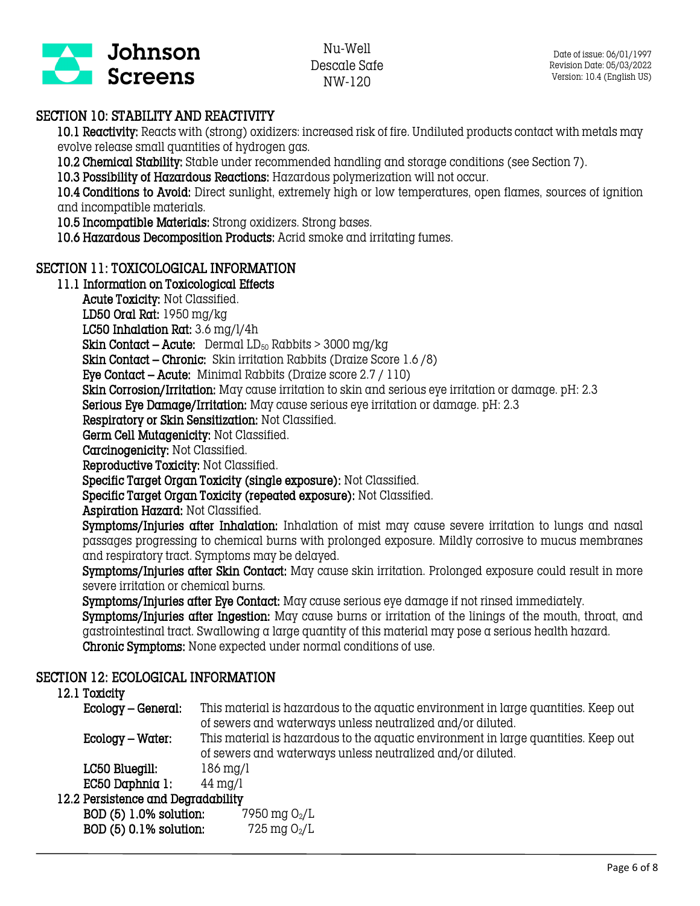## SECTION 10: STABILITY AND REACTIVITY

**10.1 Reactivity:** Reacts with (strong) oxidizers: increased risk of fire. Undiluted products contact with metals may evolve release small quantities of hydrogen gas.

**10.2 Chemical Stability:** Stable under recommended handling and storage conditions (see Section 7).

**10.3 Possibility of Hazardous Reactions:** Hazardous polymerization will not occur.

**10.4 Conditions to Avoid:** Direct sunlight, extremely high or low temperatures, open flames, sources of ignition and incompatible materials.

**10.5 Incompatible Materials:** Strong oxidizers. Strong bases.

**10.6 Hazardous Decomposition Products:** Acrid smoke and irritating fumes.

## SECTION 11: TOXICOLOGICAL INFORMATION

### 11.1 Information on Toxicological Effects

**Acute Toxicity:** Not Classified.

**LD50 Oral Rat:** 1950 mg/kg

**LC50 Inhalation Rat:** 3.6 mg/l/4h

**Skin Contact – Acute:** Dermal $LD_{50}$ Rabbits > 3000 mg/kg

**Skin Contact – Chronic:** Skin irritation Rabbits (Draize Score 1.6 /8)

**Eye Contact – Acute:** Minimal Rabbits (Draize score 2.7 / 110)

**Skin Corrosion/Irritation:** May cause irritation to skin and serious eye irritation or damage. pH: 2.3

**Serious Eye Damage/Irritation:** May cause serious eye irritation or damage. pH: 2.3

**Respiratory or Skin Sensitization:** Not Classified.

**Germ Cell Mutagenicity:** Not Classified.

**Carcinogenicity:** Not Classified.

**Reproductive Toxicity:** Not Classified.

**Specific Target Organ Toxicity (single exposure):** Not Classified.

**Specific Target Organ Toxicity (repeated exposure):** Not Classified.

**Aspiration Hazard:** Not Classified.

**Symptoms/Injuries after Inhalation:** Inhalation of mist may cause severe irritation to lungs and nasal passages progressing to chemical burns with prolonged exposure. Mildly corrosive to mucus membranes and respiratory tract. Symptoms may be delayed.

**Symptoms/Injuries after Skin Contact:** May cause skin irritation. Prolonged exposure could result in more severe irritation or chemical burns.

**Symptoms/Injuries after Eye Contact:** May cause serious eye damage if not rinsed immediately.

**Symptoms/Injuries after Ingestion:** May cause burns or irritation of the linings of the mouth, throat, and gastrointestinal tract. Swallowing a large quantity of this material may pose a serious health hazard.

**Chronic Symptoms:** None expected under normal conditions of use.

## SECTION 12: ECOLOGICAL INFORMATION

### 12.1 Toxicity

**Ecology – General:** This material is hazardous to the aquatic environment in large quantities. Keep out of sewers and waterways unless neutralized and/or diluted.

**Ecology – Water:** This material is hazardous to the aquatic environment in large quantities. Keep out of sewers and waterways unless neutralized and/or diluted.

**LC50 Bluegill:** 186 mg/l

**EC50 Daphnia 1:** 44 mg/l

### 12.2 Persistence and Degradability

**BOD (5) 1.0% solution:** 7950 mg $O_2$/L

**BOD (5) 0.1% solution:** 725 mg $O_2$/L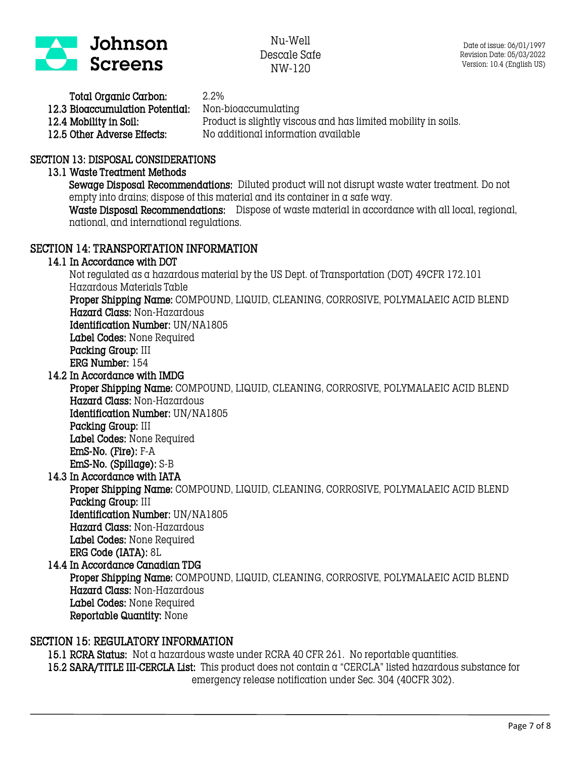**Total Organic Carbon:** 2.2%

**12.3 Bioaccumulation Potential:** Non-bioaccumulating

**12.4 Mobility in Soil:** Product is slightly viscous and has limited mobility in soils.

**12.5 Other Adverse Effects:** No additional information available

## SECTION 13: DISPOSAL CONSIDERATIONS

### 13.1 Waste Treatment Methods

**Sewage Disposal Recommendations:** Diluted product will not disrupt waste water treatment. Do not empty into drains; dispose of this material and its container in a safe way.

**Waste Disposal Recommendations:** Dispose of waste material in accordance with all local, regional, national, and international regulations.

## SECTION 14: TRANSPORTATION INFORMATION

### 14.1 In Accordance with DOT

Not regulated as a hazardous material by the US Dept. of Transportation (DOT) 49CFR 172.101 Hazardous Materials Table

**Proper Shipping Name:** COMPOUND, LIQUID, CLEANING, CORROSIVE, POLYMALAEIC ACID BLEND

**Hazard Class:** Non-Hazardous

**Identification Number:** UN/NA1805

**Label Codes:** None Required

**Packing Group:** III

**ERG Number:** 154

### 14.2 In Accordance with IMDG

**Proper Shipping Name:** COMPOUND, LIQUID, CLEANING, CORROSIVE, POLYMALAEIC ACID BLEND

**Hazard Class:** Non-Hazardous

**Identification Number:** UN/NA1805

**Packing Group:** III

**Label Codes:** None Required

**EmS-No. (Fire):** F-A

**EmS-No. (Spillage):** S-B

### 14.3 In Accordance with IATA

**Proper Shipping Name:** COMPOUND, LIQUID, CLEANING, CORROSIVE, POLYMALAEIC ACID BLEND

**Packing Group:** III

**Identification Number:** UN/NA1805

**Hazard Class:** Non-Hazardous

**Label Codes:** None Required

**ERG Code (IATA):** 8L

### 14.4 In Accordance Canadian TDG

**Proper Shipping Name:** COMPOUND, LIQUID, CLEANING, CORROSIVE, POLYMALAEIC ACID BLEND

**Hazard Class:** Non-Hazardous

**Label Codes:** None Required

**Reportable Quantity:** None

## SECTION 15: REGULATORY INFORMATION

**15.1 RCRA Status:** Not a hazardous waste under RCRA 40 CFR 261. No reportable quantities.

**15.2 SARA/TITLE III-CERCLA List:** This product does not contain a "CERCLA" listed hazardous substance for emergency release notification under Sec. 304 (40CFR 302).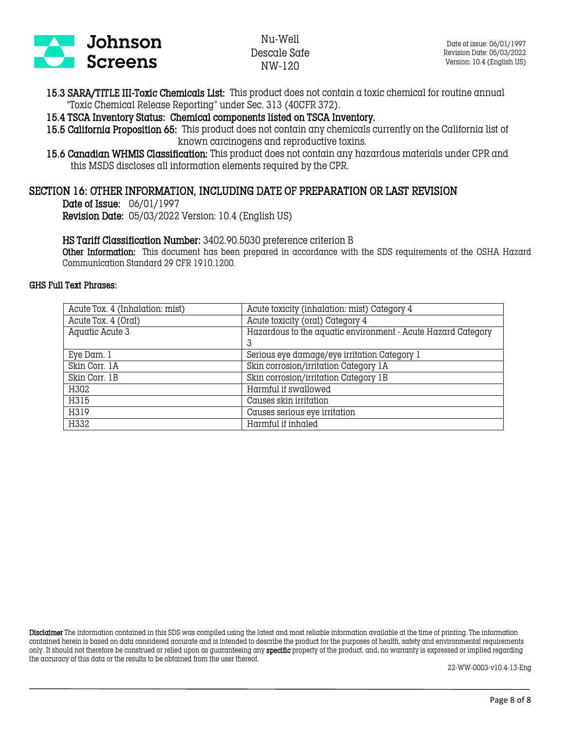**15.3 SARA/TITLE III-Toxic Chemicals List:** This product does not contain a toxic chemical for routine annual "Toxic Chemical Release Reporting" under Sec. 313 (40CFR 372).

**15.4 TSCA Inventory Status: Chemical components listed on TSCA Inventory.**

**15.5 California Proposition 65:** This product does not contain any chemicals currently on the California list of known carcinogens and reproductive toxins.

**15.6 Canadian WHMIS Classification:** This product does not contain any hazardous materials under CPR and this MSDS discloses all information elements required by the CPR.

## SECTION 16: OTHER INFORMATION, INCLUDING DATE OF PREPARATION OR LAST REVISION

**Date of Issue:** 06/01/1997

**Revision Date:** 05/03/2022 Version: 10.4 (English US)

**HS Tariff Classification Number:** 3402.90.5030 preference criterion B

**Other Information:** This document has been prepared in accordance with the SDS requirements of the OSHA Hazard Communication Standard 29 CFR 1910.1200.

**GHS Full Text Phrases:**

| | |
|---|---|
| Acute Tox. 4 (Inhalation: mist) | Acute toxicity (inhalation: mist) Category 4 |
| Acute Tox. 4 (Oral) | Acute toxicity (oral) Category 4 |
| Aquatic Acute 3 | Hazardous to the aquatic environment - Acute Hazard Category 3 |
| Eye Dam. 1 | Serious eye damage/eye irritation Category 1 |
| Skin Corr. 1A | Skin corrosion/irritation Category 1A |
| Skin Corr. 1B | Skin corrosion/irritation Category 1B |
| H302 | Harmful if swallowed |
| H315 | Causes skin irritation |
| H319 | Causes serious eye irritation |
| H332 | Harmful if inhaled |

**Disclaimer** The information contained in this SDS was compiled using the latest and most reliable information available at the time of printing. The information contained herein is based on data considered accurate and is intended to describe the product for the purposes of health, safety and environmental requirements only. It should not therefore be construed or relied upon as guaranteeing any **specific** property of the product, and, no warranty is expressed or implied regarding the accuracy of this data or the results to be obtained from the user thereof.

22-WW-0003-v10.4-13-Eng